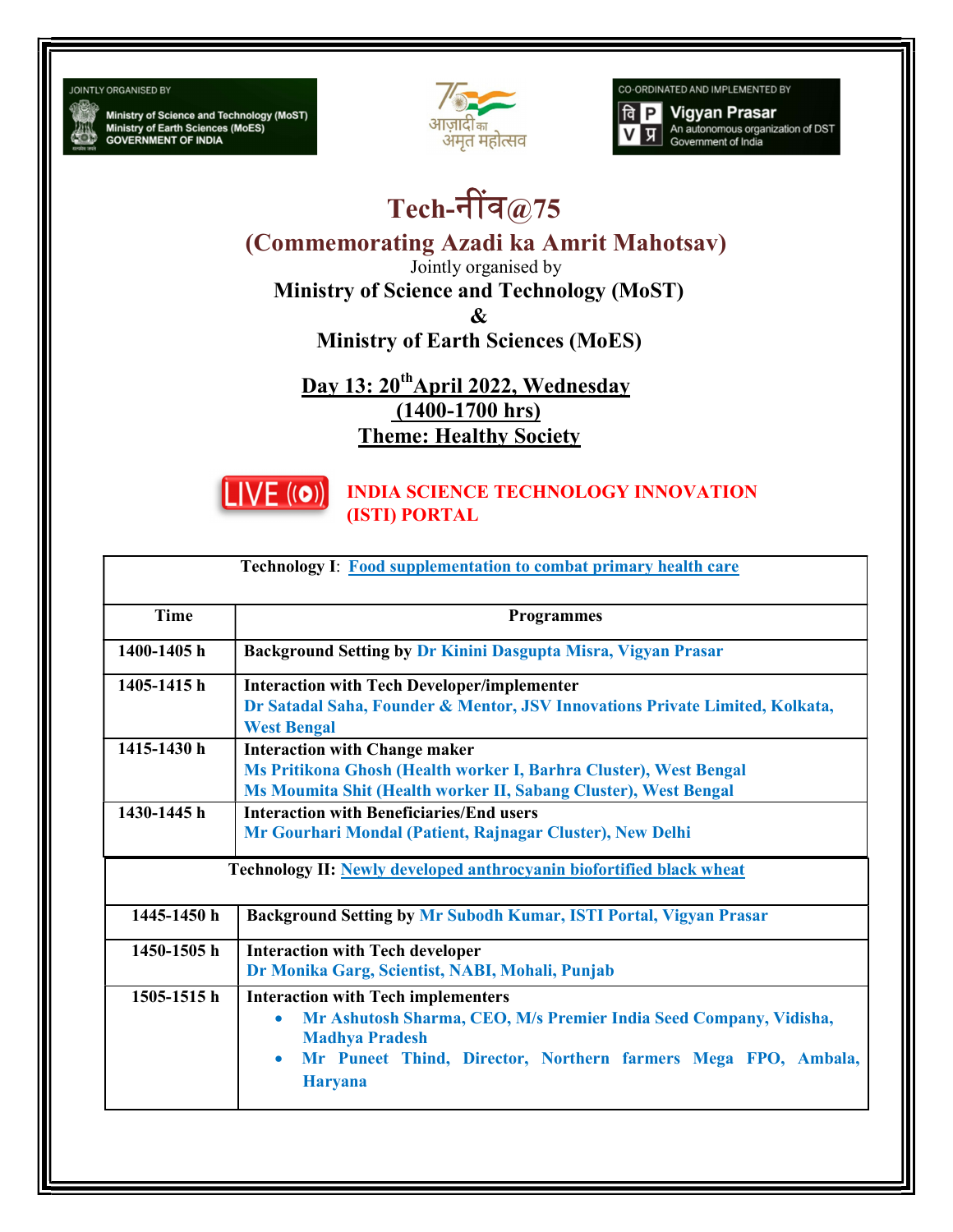JOINTLY ORGANISED BY

Ministry of Science and Technology (MoST)
Ministry of Earth Sciences (MoES)
GOVERNMENT OF INDIA

आज़ादी का अमृत महोत्सव

CO-ORDINATED AND IMPLEMENTED BY

Vigyan Prasar
An autonomous organization of DST
Government of India

# Tech-नींव@75

## (Commemorating Azadi ka Amrit Mahotsav)

Jointly organised by

**Ministry of Science and Technology (MoST)**

**&**

**Ministry of Earth Sciences (MoES)**

**Day 13: 20th April 2022, Wednesday**

**(1400-1700 hrs)**

**Theme: Healthy Society**

LIVE **INDIA SCIENCE TECHNOLOGY INNOVATION (ISTI) PORTAL**

| **Technology I**: Food supplementation to combat primary health care | |
|---|---|
| **Time** | **Programmes** |
| **1400-1405 h** | **Background Setting by** Dr Kinini Dasgupta Misra, Vigyan Prasar |
| **1405-1415 h** | **Interaction with Tech Developer/implementer**<br>Dr Satadal Saha, Founder & Mentor, JSV Innovations Private Limited, Kolkata, West Bengal |
| **1415-1430 h** | **Interaction with Change maker**<br>Ms Pritikona Ghosh (Health worker I, Barhra Cluster), West Bengal<br>Ms Moumita Shit (Health worker II, Sabang Cluster), West Bengal |
| **1430-1445 h** | **Interaction with Beneficiaries/End users**<br>Mr Gourhari Mondal (Patient, Rajnagar Cluster), New Delhi |
| **Technology II:** Newly developed anthrocyanin biofortified black wheat | |
| **1445-1450 h** | **Background Setting by** Mr Subodh Kumar, ISTI Portal, Vigyan Prasar |
| **1450-1505 h** | **Interaction with Tech developer**<br>Dr Monika Garg, Scientist, NABI, Mohali, Punjab |
| **1505-1515 h** | **Interaction with Tech implementers**<br>• Mr Ashutosh Sharma, CEO, M/s Premier India Seed Company, Vidisha, Madhya Pradesh<br>• Mr Puneet Thind, Director, Northern farmers Mega FPO, Ambala, Haryana |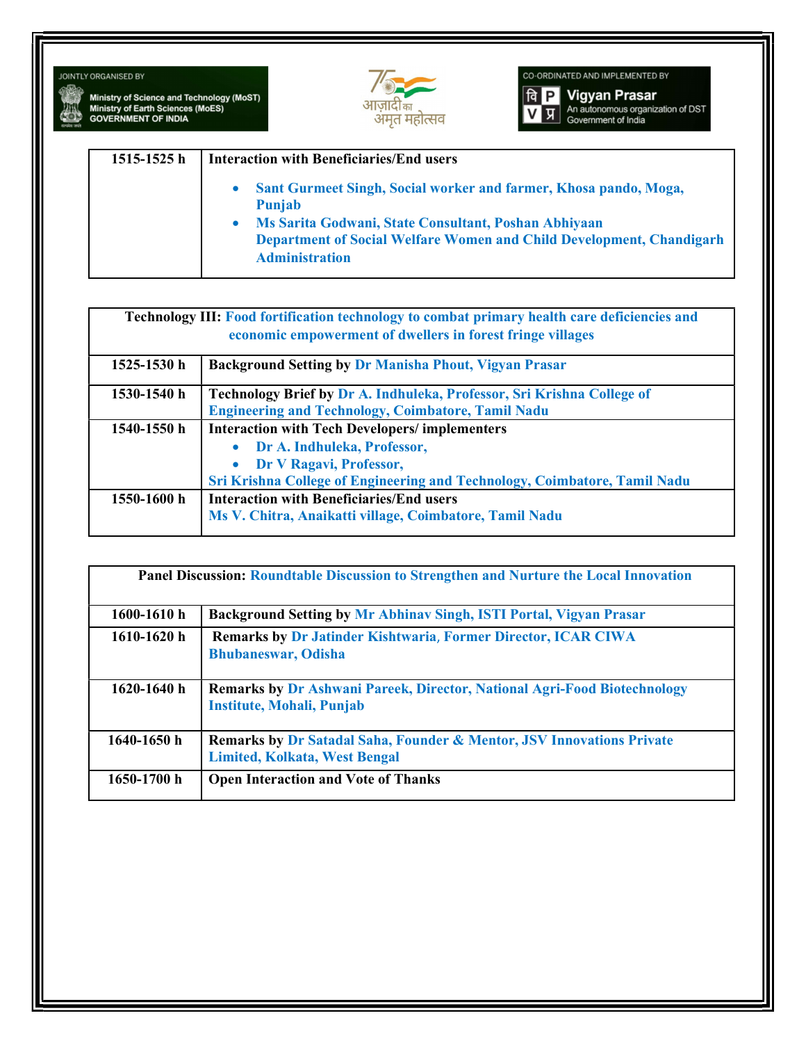JOINTLY ORGANISED BY

Ministry of Science and Technology (MoST)
Ministry of Earth Sciences (MoES)
GOVERNMENT OF INDIA

आज़ादी का अमृत महोत्सव

CO-ORDINATED AND IMPLEMENTED BY

Vigyan Prasar
An autonomous organization of DST
Government of India

| | |
|---|---|
| **1515-1525 h** | **Interaction with Beneficiaries/End users**<br>• **Sant Gurmeet Singh, Social worker and farmer, Khosa pando, Moga, Punjab**<br>• **Ms Sarita Godwani, State Consultant, Poshan Abhiyaan Department of Social Welfare Women and Child Development, Chandigarh Administration** |

| **Technology III: Food fortification technology to combat primary health care deficiencies and economic empowerment of dwellers in forest fringe villages** | |
|---|---|
| **1525-1530 h** | **Background Setting by Dr Manisha Phout, Vigyan Prasar** |
| **1530-1540 h** | **Technology Brief by Dr A. Indhuleka, Professor, Sri Krishna College of Engineering and Technology, Coimbatore, Tamil Nadu** |
| **1540-1550 h** | **Interaction with Tech Developers/ implementers**<br>• **Dr A. Indhuleka, Professor,**<br>• **Dr V Ragavi, Professor,**<br>**Sri Krishna College of Engineering and Technology, Coimbatore, Tamil Nadu** |
| **1550-1600 h** | **Interaction with Beneficiaries/End users**<br>**Ms V. Chitra, Anaikatti village, Coimbatore, Tamil Nadu** |

| **Panel Discussion: Roundtable Discussion to Strengthen and Nurture the Local Innovation** | |
|---|---|
| **1600-1610 h** | **Background Setting by Mr Abhinav Singh, ISTI Portal, Vigyan Prasar** |
| **1610-1620 h** | **Remarks by Dr Jatinder Kishtwaria, Former Director, ICAR CIWA Bhubaneswar, Odisha** |
| **1620-1640 h** | **Remarks by Dr Ashwani Pareek, Director, National Agri-Food Biotechnology Institute, Mohali, Punjab** |
| **1640-1650 h** | **Remarks by Dr Satadal Saha, Founder & Mentor, JSV Innovations Private Limited, Kolkata, West Bengal** |
| **1650-1700 h** | **Open Interaction and Vote of Thanks** |